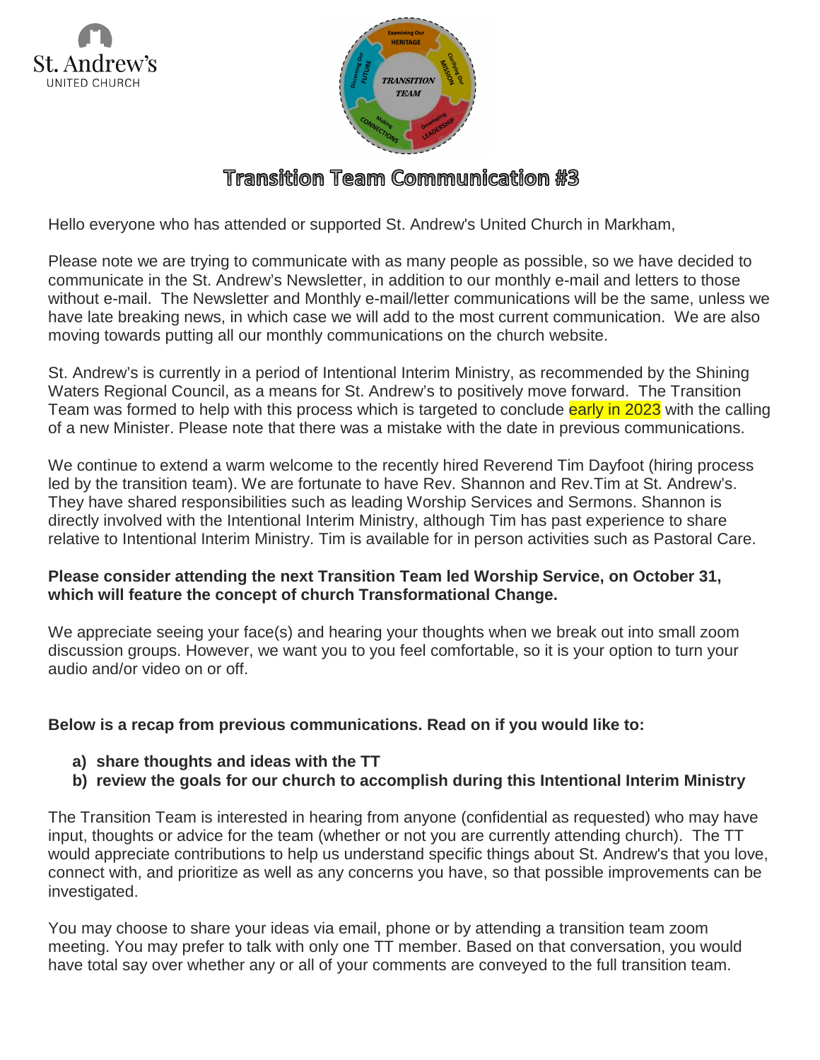St. Andrew's
UNITED CHURCH

# Transition Team Communication #3

Hello everyone who has attended or supported St. Andrew's United Church in Markham,

Please note we are trying to communicate with as many people as possible, so we have decided to communicate in the St. Andrew's Newsletter, in addition to our monthly e-mail and letters to those without e-mail. The Newsletter and Monthly e-mail/letter communications will be the same, unless we have late breaking news, in which case we will add to the most current communication. We are also moving towards putting all our monthly communications on the church website.

St. Andrew's is currently in a period of Intentional Interim Ministry, as recommended by the Shining Waters Regional Council, as a means for St. Andrew's to positively move forward. The Transition Team was formed to help with this process which is targeted to conclude early in 2023 with the calling of a new Minister. Please note that there was a mistake with the date in previous communications.

We continue to extend a warm welcome to the recently hired Reverend Tim Dayfoot (hiring process led by the transition team). We are fortunate to have Rev. Shannon and Rev.Tim at St. Andrew's. They have shared responsibilities such as leading Worship Services and Sermons. Shannon is directly involved with the Intentional Interim Ministry, although Tim has past experience to share relative to Intentional Interim Ministry. Tim is available for in person activities such as Pastoral Care.

**Please consider attending the next Transition Team led Worship Service, on October 31, which will feature the concept of church Transformational Change.**

We appreciate seeing your face(s) and hearing your thoughts when we break out into small zoom discussion groups. However, we want you to you feel comfortable, so it is your option to turn your audio and/or video on or off.

**Below is a recap from previous communications. Read on if you would like to:**

a) **share thoughts and ideas with the TT**
b) **review the goals for our church to accomplish during this Intentional Interim Ministry**

The Transition Team is interested in hearing from anyone (confidential as requested) who may have input, thoughts or advice for the team (whether or not you are currently attending church). The TT would appreciate contributions to help us understand specific things about St. Andrew's that you love, connect with, and prioritize as well as any concerns you have, so that possible improvements can be investigated.

You may choose to share your ideas via email, phone or by attending a transition team zoom meeting. You may prefer to talk with only one TT member. Based on that conversation, you would have total say over whether any or all of your comments are conveyed to the full transition team.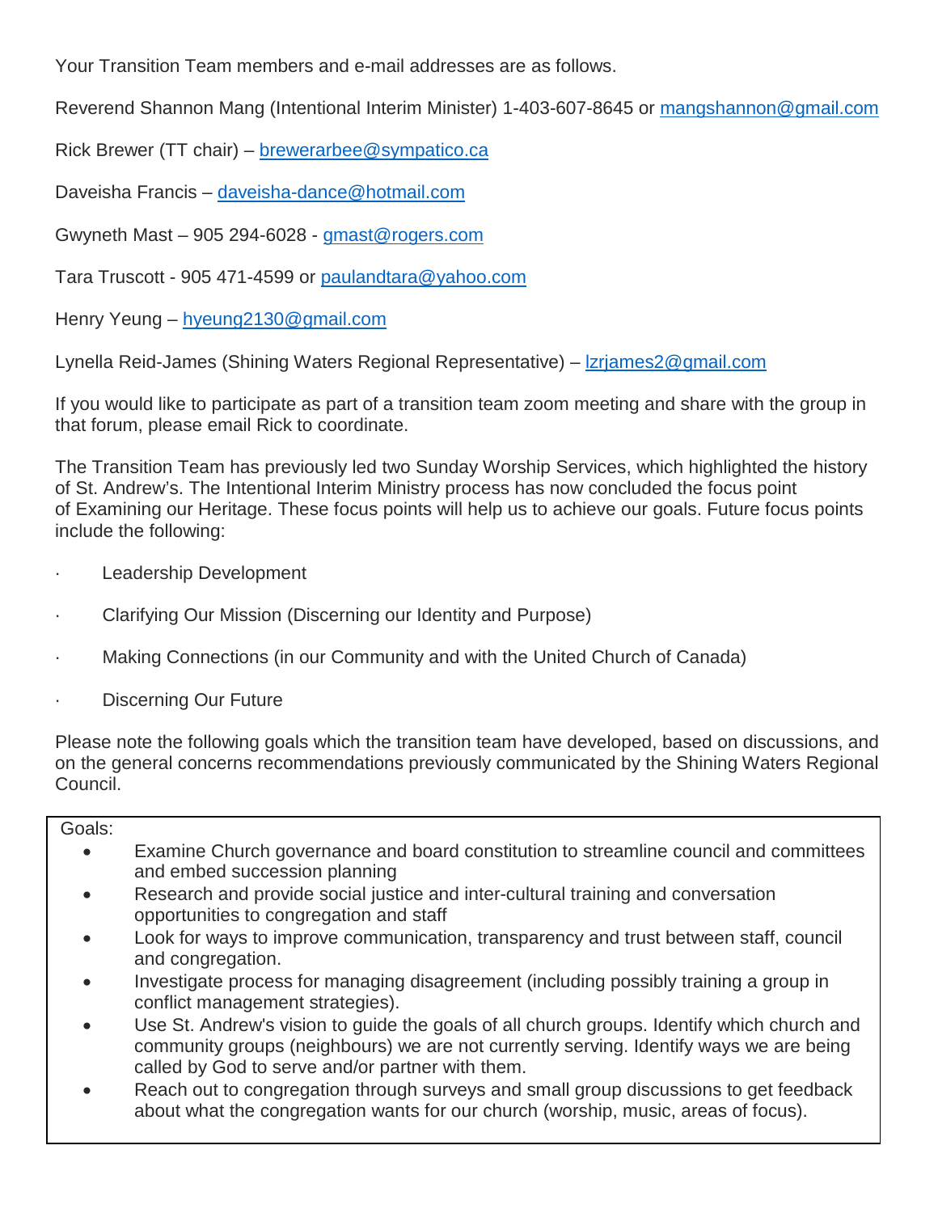Your Transition Team members and e-mail addresses are as follows.

Reverend Shannon Mang (Intentional Interim Minister) 1-403-607-8645 or mangshannon@gmail.com

Rick Brewer (TT chair) – brewerarbee@sympatico.ca

Daveisha Francis – daveisha-dance@hotmail.com

Gwyneth Mast – 905 294-6028 - gmast@rogers.com

Tara Truscott - 905 471-4599 or paulandtara@yahoo.com

Henry Yeung – hyeung2130@gmail.com

Lynella Reid-James (Shining Waters Regional Representative) – lzrjames2@gmail.com

If you would like to participate as part of a transition team zoom meeting and share with the group in that forum, please email Rick to coordinate.

The Transition Team has previously led two Sunday Worship Services, which highlighted the history of St. Andrew's. The Intentional Interim Ministry process has now concluded the focus point of Examining our Heritage. These focus points will help us to achieve our goals. Future focus points include the following:

- Leadership Development
- Clarifying Our Mission (Discerning our Identity and Purpose)
- Making Connections (in our Community and with the United Church of Canada)
- Discerning Our Future

Please note the following goals which the transition team have developed, based on discussions, and on the general concerns recommendations previously communicated by the Shining Waters Regional Council.

Goals:

- Examine Church governance and board constitution to streamline council and committees and embed succession planning
- Research and provide social justice and inter-cultural training and conversation opportunities to congregation and staff
- Look for ways to improve communication, transparency and trust between staff, council and congregation.
- Investigate process for managing disagreement (including possibly training a group in conflict management strategies).
- Use St. Andrew's vision to guide the goals of all church groups. Identify which church and community groups (neighbours) we are not currently serving. Identify ways we are being called by God to serve and/or partner with them.
- Reach out to congregation through surveys and small group discussions to get feedback about what the congregation wants for our church (worship, music, areas of focus).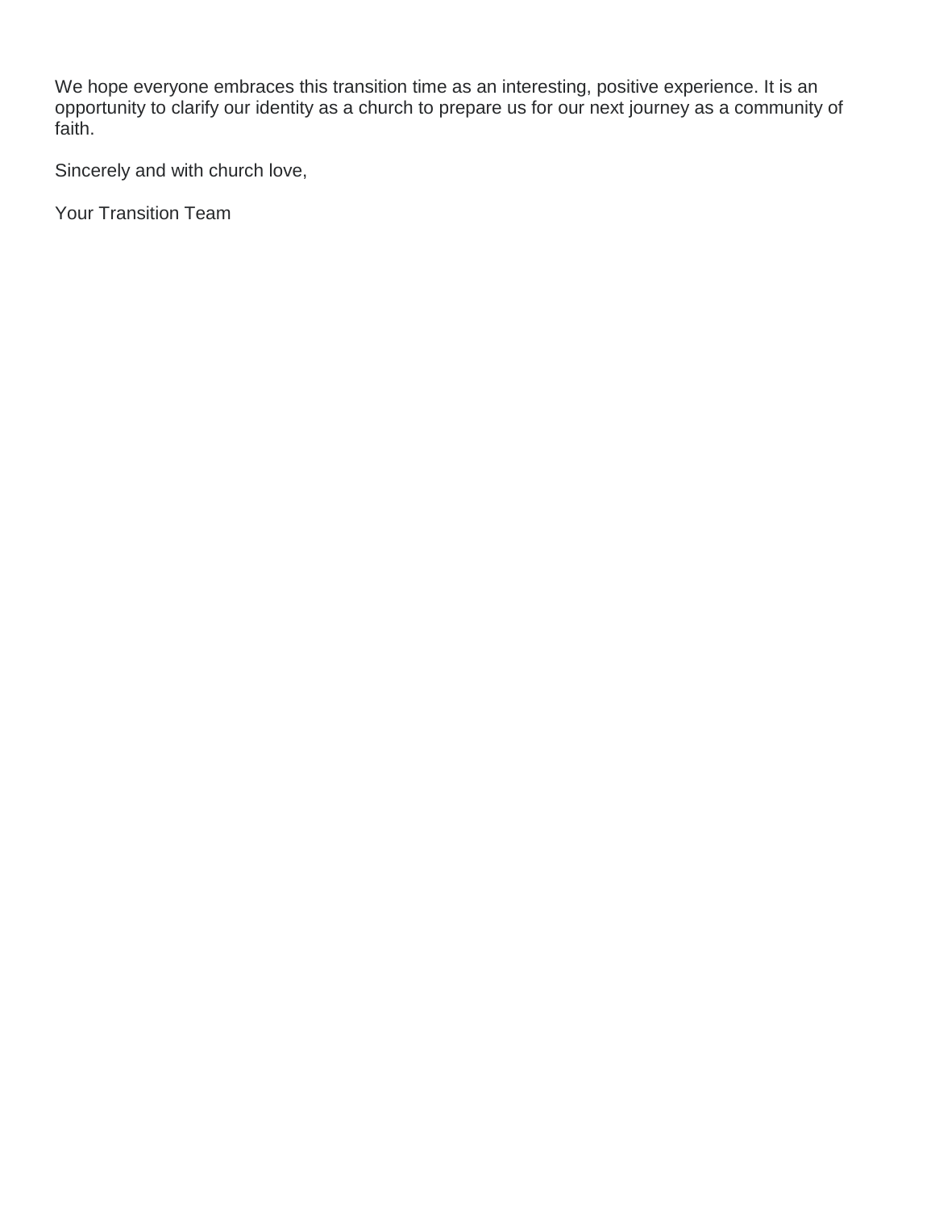We hope everyone embraces this transition time as an interesting, positive experience. It is an opportunity to clarify our identity as a church to prepare us for our next journey as a community of faith.

Sincerely and with church love,

Your Transition Team